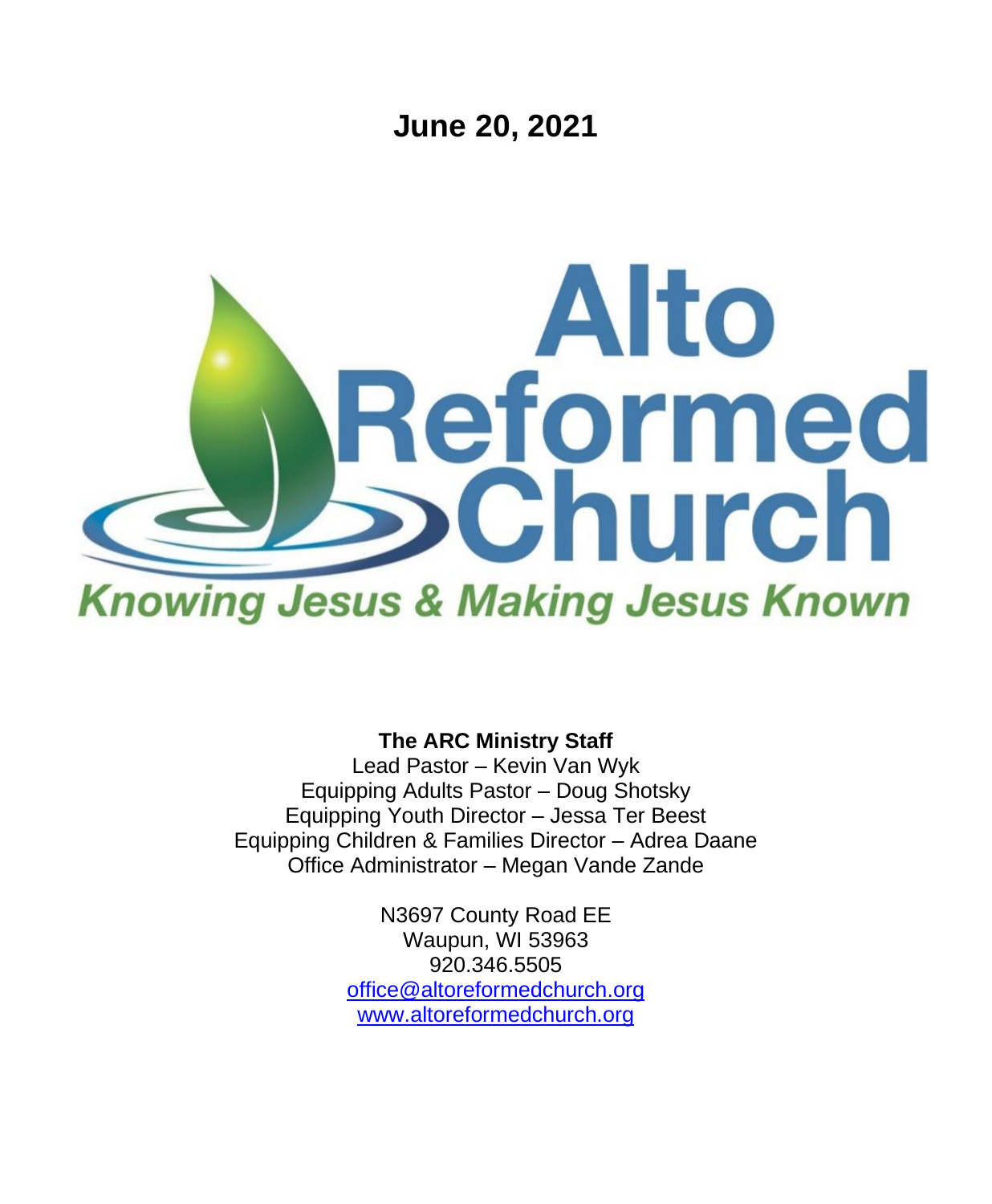# June 20, 2021

Alto Reformed Church

*Knowing Jesus & Making Jesus Known*

**The ARC Ministry Staff**

Lead Pastor – Kevin Van Wyk
Equipping Adults Pastor – Doug Shotsky
Equipping Youth Director – Jessa Ter Beest
Equipping Children & Families Director – Adrea Daane
Office Administrator – Megan Vande Zande

N3697 County Road EE
Waupun, WI 53963
920.346.5505
office@altoreformedchurch.org
www.altoreformedchurch.org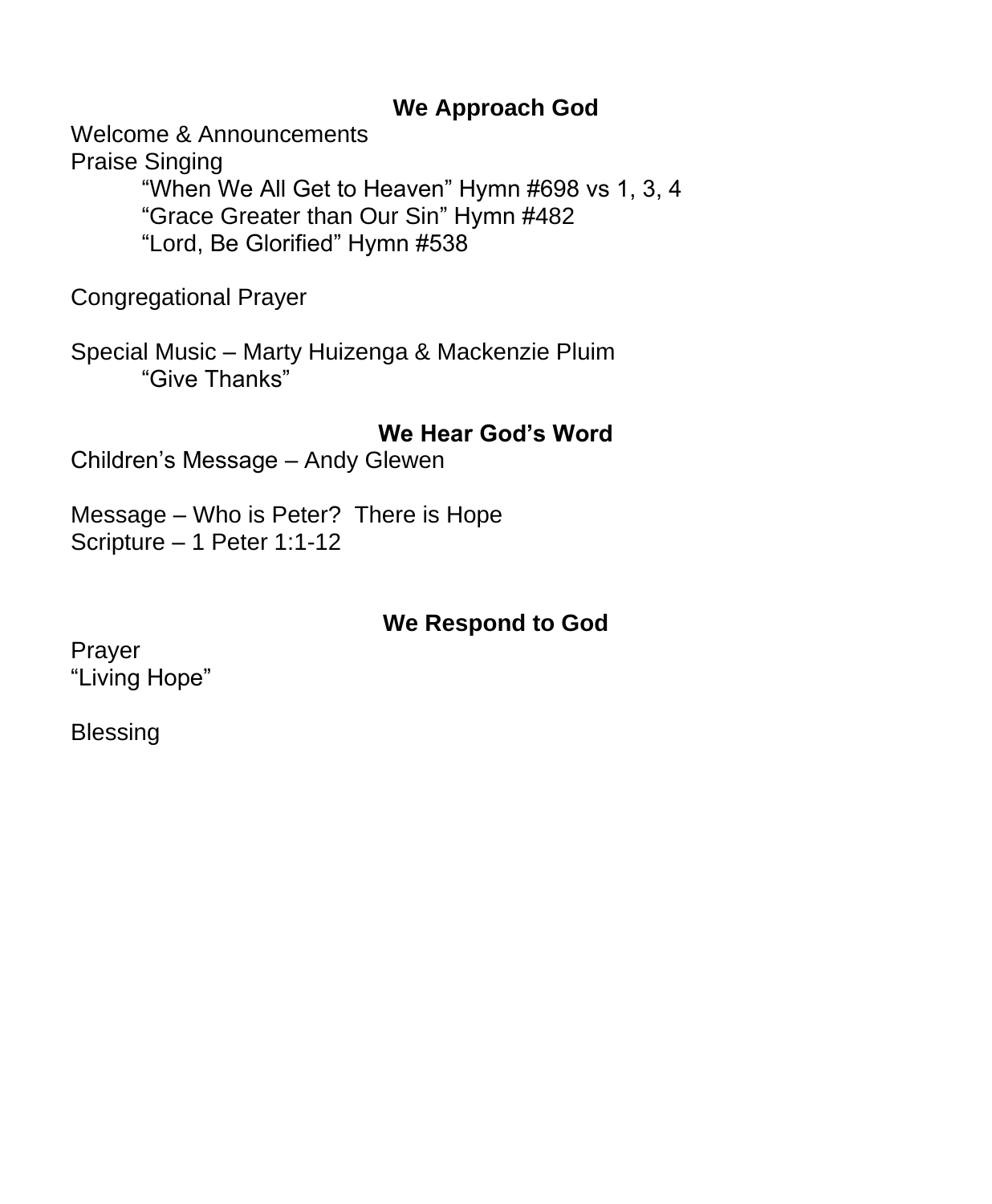## We Approach God

Welcome & Announcements

Praise Singing

“When We All Get to Heaven” Hymn #698 vs 1, 3, 4

“Grace Greater than Our Sin” Hymn #482

“Lord, Be Glorified” Hymn #538

Congregational Prayer

Special Music – Marty Huizenga & Mackenzie Pluim

“Give Thanks”

## We Hear God’s Word

Children’s Message – Andy Glewen

Message – Who is Peter?  There is Hope

Scripture – 1 Peter 1:1-12

## We Respond to God

Prayer

“Living Hope”

Blessing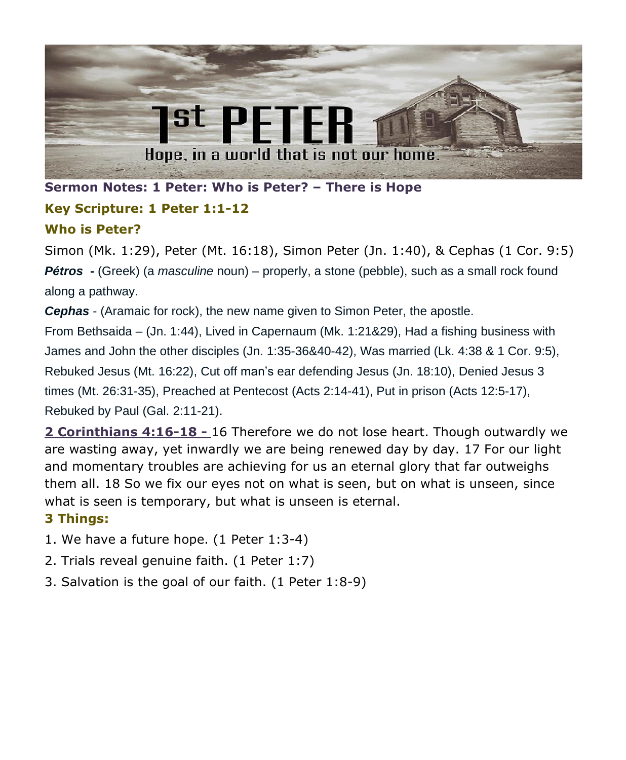# 1st PETER

Hope, in a world that is not our home.

**Sermon Notes: 1 Peter: Who is Peter? – There is Hope**

**Key Scripture: 1 Peter 1:1-12**

**Who is Peter?**

Simon (Mk. 1:29), Peter (Mt. 16:18), Simon Peter (Jn. 1:40), & Cephas (1 Cor. 9:5)

***Pétros*** **-** (Greek) (a *masculine* noun) – properly, a stone (pebble), such as a small rock found along a pathway.

***Cephas*** - (Aramaic for rock), the new name given to Simon Peter, the apostle.

From Bethsaida – (Jn. 1:44), Lived in Capernaum (Mk. 1:21&29), Had a fishing business with James and John the other disciples (Jn. 1:35-36&40-42), Was married (Lk. 4:38 & 1 Cor. 9:5), Rebuked Jesus (Mt. 16:22), Cut off man's ear defending Jesus (Jn. 18:10), Denied Jesus 3 times (Mt. 26:31-35), Preached at Pentecost (Acts 2:14-41), Put in prison (Acts 12:5-17), Rebuked by Paul (Gal. 2:11-21).

**2 Corinthians 4:16-18 -** 16 Therefore we do not lose heart. Though outwardly we are wasting away, yet inwardly we are being renewed day by day. 17 For our light and momentary troubles are achieving for us an eternal glory that far outweighs them all. 18 So we fix our eyes not on what is seen, but on what is unseen, since what is seen is temporary, but what is unseen is eternal.

**3 Things:**

1. We have a future hope. (1 Peter 1:3-4)
2. Trials reveal genuine faith. (1 Peter 1:7)
3. Salvation is the goal of our faith. (1 Peter 1:8-9)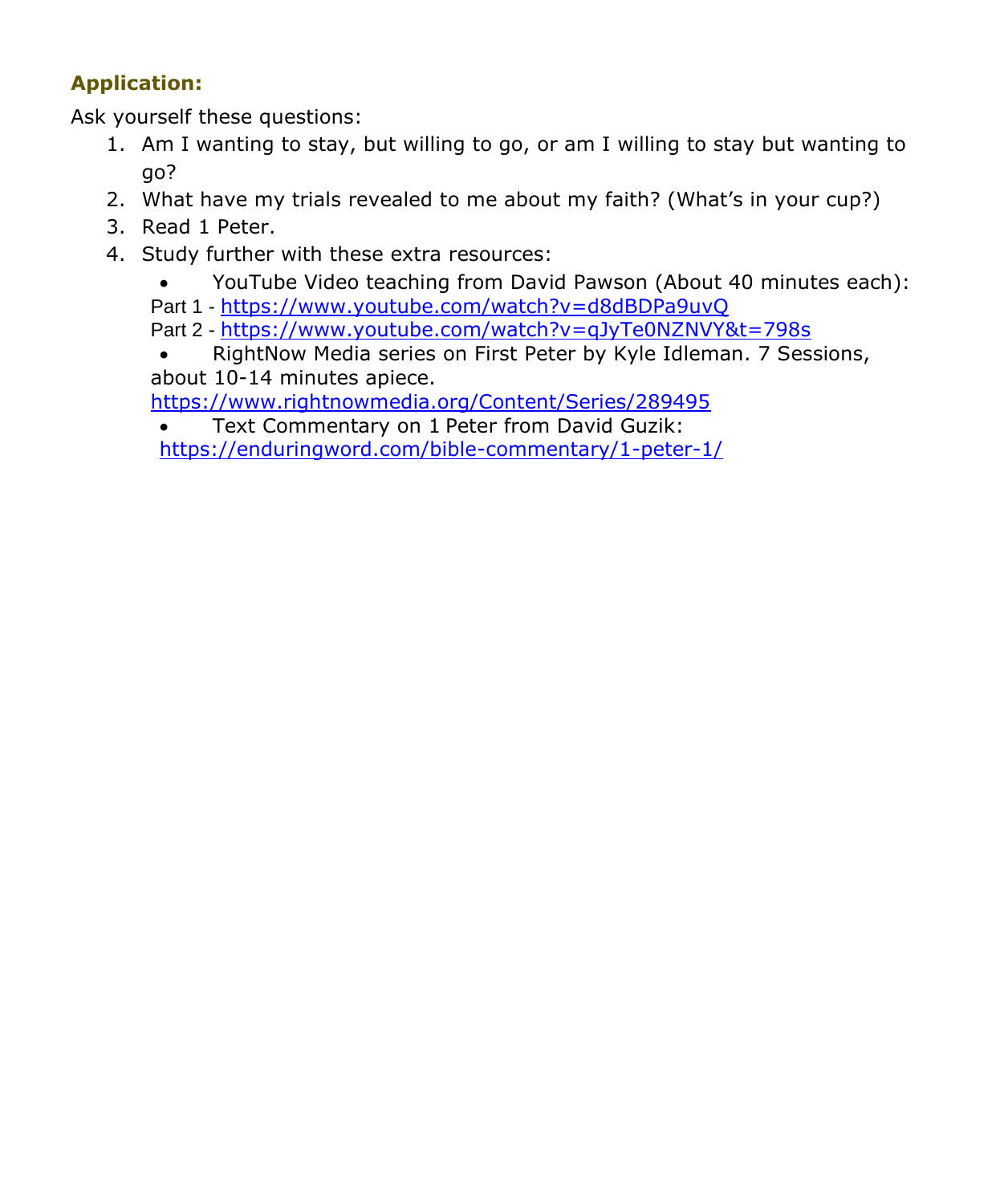**Application:**

Ask yourself these questions:

1. Am I wanting to stay, but willing to go, or am I willing to stay but wanting to go?
2. What have my trials revealed to me about my faith? (What's in your cup?)
3. Read 1 Peter.
4. Study further with these extra resources:
    - YouTube Video teaching from David Pawson (About 40 minutes each):
    Part 1 - https://www.youtube.com/watch?v=d8dBDPa9uvQ
    Part 2 - https://www.youtube.com/watch?v=qJyTe0NZNVY&t=798s
    - RightNow Media series on First Peter by Kyle Idleman. 7 Sessions, about 10-14 minutes apiece.
    https://www.rightnowmedia.org/Content/Series/289495
    - Text Commentary on 1 Peter from David Guzik:
    https://enduringword.com/bible-commentary/1-peter-1/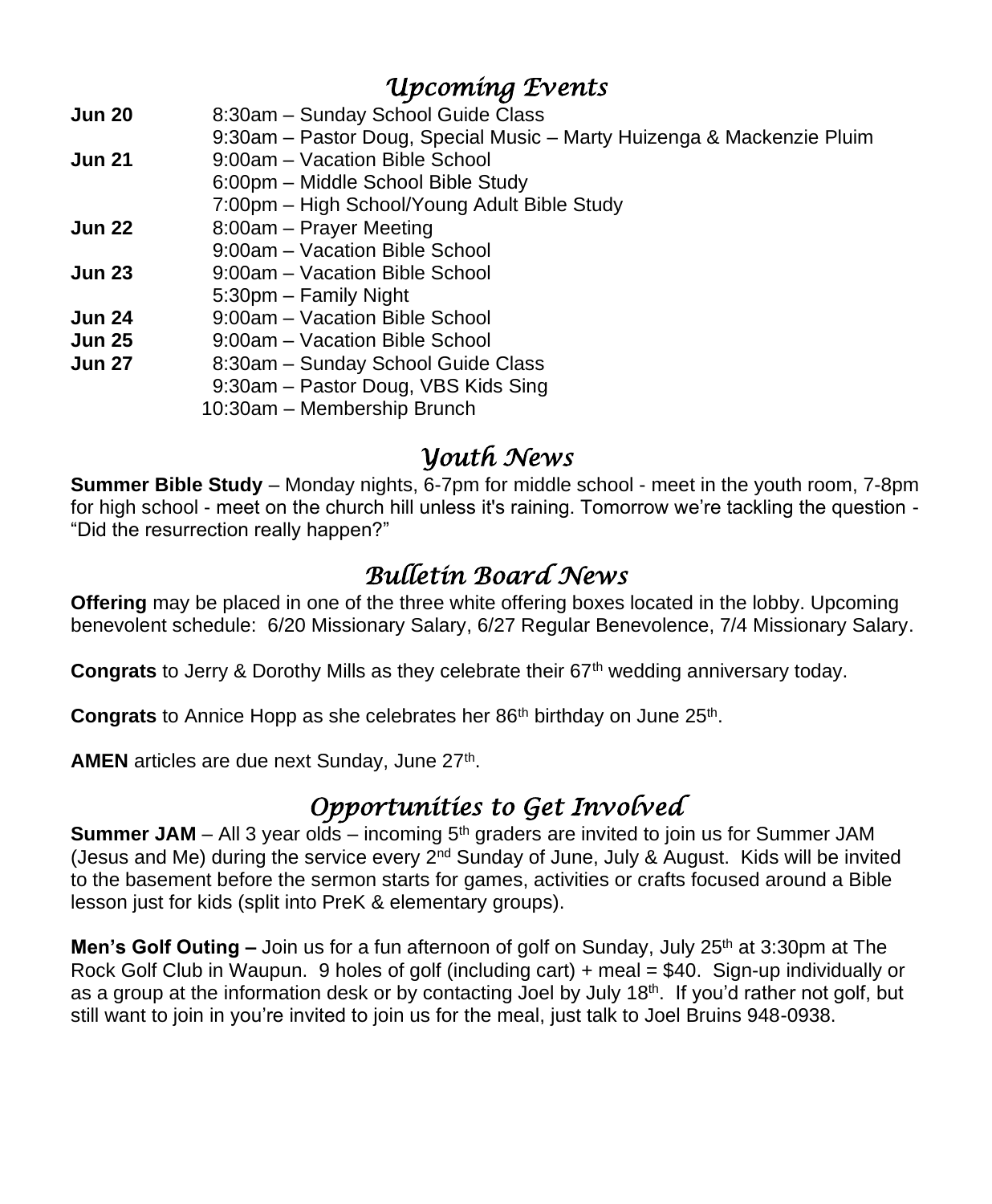## *Upcoming Events*

| | |
|---|---|
| **Jun 20** | 8:30am – Sunday School Guide Class |
| | 9:30am – Pastor Doug, Special Music – Marty Huizenga & Mackenzie Pluim |
| **Jun 21** | 9:00am – Vacation Bible School |
| | 6:00pm – Middle School Bible Study |
| | 7:00pm – High School/Young Adult Bible Study |
| **Jun 22** | 8:00am – Prayer Meeting |
| | 9:00am – Vacation Bible School |
| **Jun 23** | 9:00am – Vacation Bible School |
| | 5:30pm – Family Night |
| **Jun 24** | 9:00am – Vacation Bible School |
| **Jun 25** | 9:00am – Vacation Bible School |
| **Jun 27** | 8:30am – Sunday School Guide Class |
| | 9:30am – Pastor Doug, VBS Kids Sing |
| | 10:30am – Membership Brunch |

## *Youth News*

**Summer Bible Study** – Monday nights, 6-7pm for middle school - meet in the youth room, 7-8pm for high school - meet on the church hill unless it's raining. Tomorrow we're tackling the question - "Did the resurrection really happen?"

## *Bulletin Board News*

**Offering** may be placed in one of the three white offering boxes located in the lobby. Upcoming benevolent schedule: 6/20 Missionary Salary, 6/27 Regular Benevolence, 7/4 Missionary Salary.

**Congrats** to Jerry & Dorothy Mills as they celebrate their 67th wedding anniversary today.

**Congrats** to Annice Hopp as she celebrates her 86th birthday on June 25th.

**AMEN** articles are due next Sunday, June 27th.

## *Opportunities to Get Involved*

**Summer JAM** – All 3 year olds – incoming 5th graders are invited to join us for Summer JAM (Jesus and Me) during the service every 2nd Sunday of June, July & August. Kids will be invited to the basement before the sermon starts for games, activities or crafts focused around a Bible lesson just for kids (split into PreK & elementary groups).

**Men's Golf Outing –** Join us for a fun afternoon of golf on Sunday, July 25th at 3:30pm at The Rock Golf Club in Waupun. 9 holes of golf (including cart) + meal = $40. Sign-up individually or as a group at the information desk or by contacting Joel by July 18th. If you'd rather not golf, but still want to join in you're invited to join us for the meal, just talk to Joel Bruins 948-0938.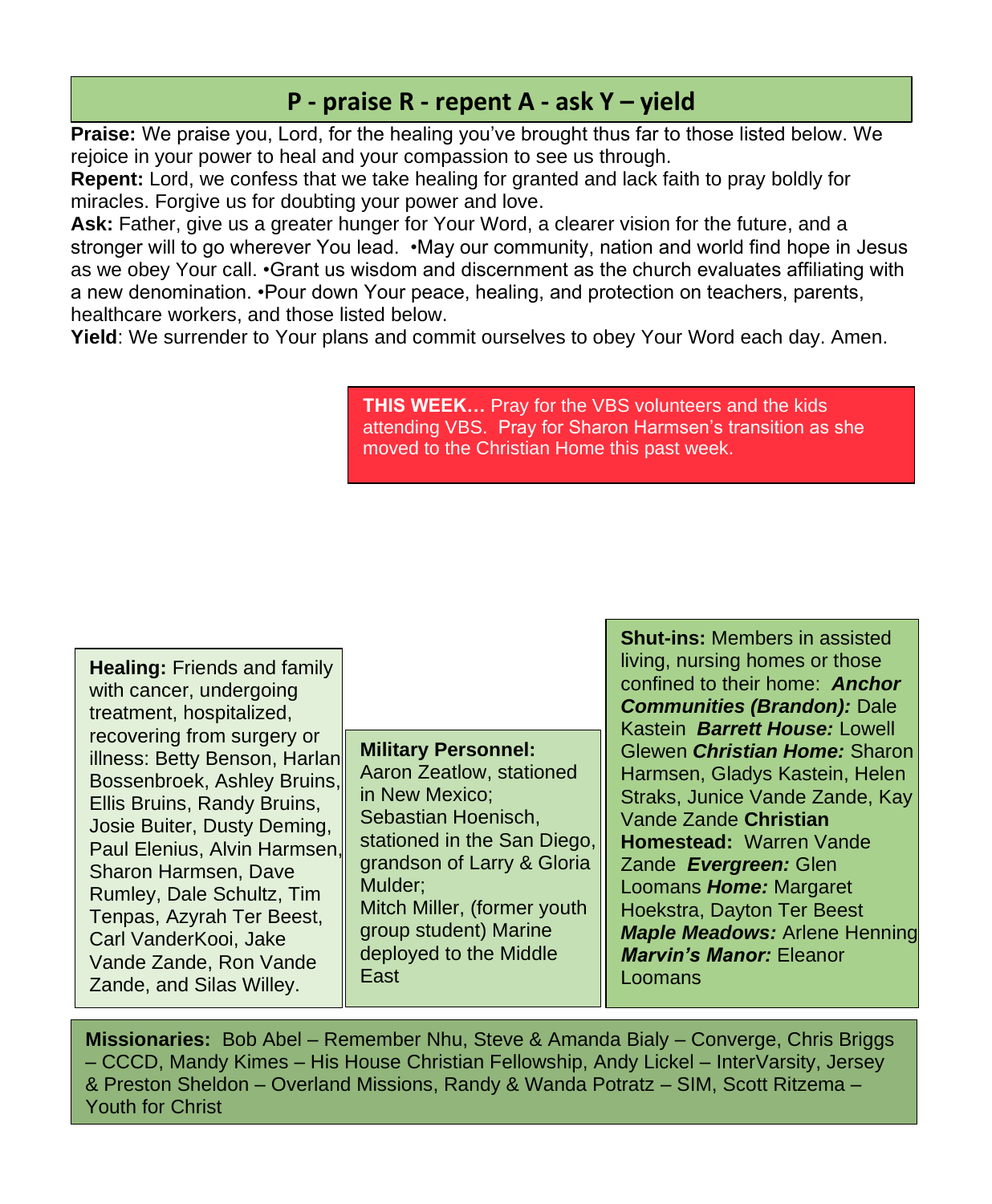## P - praise R - repent A - ask Y – yield

**Praise:** We praise you, Lord, for the healing you've brought thus far to those listed below. We rejoice in your power to heal and your compassion to see us through.
**Repent:** Lord, we confess that we take healing for granted and lack faith to pray boldly for miracles. Forgive us for doubting your power and love.
**Ask:** Father, give us a greater hunger for Your Word, a clearer vision for the future, and a stronger will to go wherever You lead. •May our community, nation and world find hope in Jesus as we obey Your call. •Grant us wisdom and discernment as the church evaluates affiliating with a new denomination. •Pour down Your peace, healing, and protection on teachers, parents, healthcare workers, and those listed below.
**Yield**: We surrender to Your plans and commit ourselves to obey Your Word each day. Amen.

**THIS WEEK…** Pray for the VBS volunteers and the kids attending VBS. Pray for Sharon Harmsen's transition as she moved to the Christian Home this past week.

**Healing:** Friends and family with cancer, undergoing treatment, hospitalized, recovering from surgery or illness: Betty Benson, Harlan Bossenbroek, Ashley Bruins, Ellis Bruins, Randy Bruins, Josie Buiter, Dusty Deming, Paul Elenius, Alvin Harmsen, Sharon Harmsen, Dave Rumley, Dale Schultz, Tim Tenpas, Azyrah Ter Beest, Carl VanderKooi, Jake Vande Zande, Ron Vande Zande, and Silas Willey.

**Military Personnel:**
Aaron Zeatlow, stationed in New Mexico;
Sebastian Hoenisch, stationed in the San Diego, grandson of Larry & Gloria Mulder;
Mitch Miller, (former youth group student) Marine deployed to the Middle East

**Shut-ins:** Members in assisted living, nursing homes or those confined to their home: ***Anchor Communities (Brandon):*** Dale Kastein ***Barrett House:*** Lowell Glewen ***Christian Home:*** Sharon Harmsen, Gladys Kastein, Helen Straks, Junice Vande Zande, Kay Vande Zande **Christian Homestead:** Warren Vande Zande ***Evergreen:*** Glen Loomans ***Home:*** Margaret Hoekstra, Dayton Ter Beest ***Maple Meadows:*** Arlene Henning ***Marvin's Manor:*** Eleanor Loomans

**Missionaries:** Bob Abel – Remember Nhu, Steve & Amanda Bialy – Converge, Chris Briggs – CCCD, Mandy Kimes – His House Christian Fellowship, Andy Lickel – InterVarsity, Jersey & Preston Sheldon – Overland Missions, Randy & Wanda Potratz – SIM, Scott Ritzema – Youth for Christ